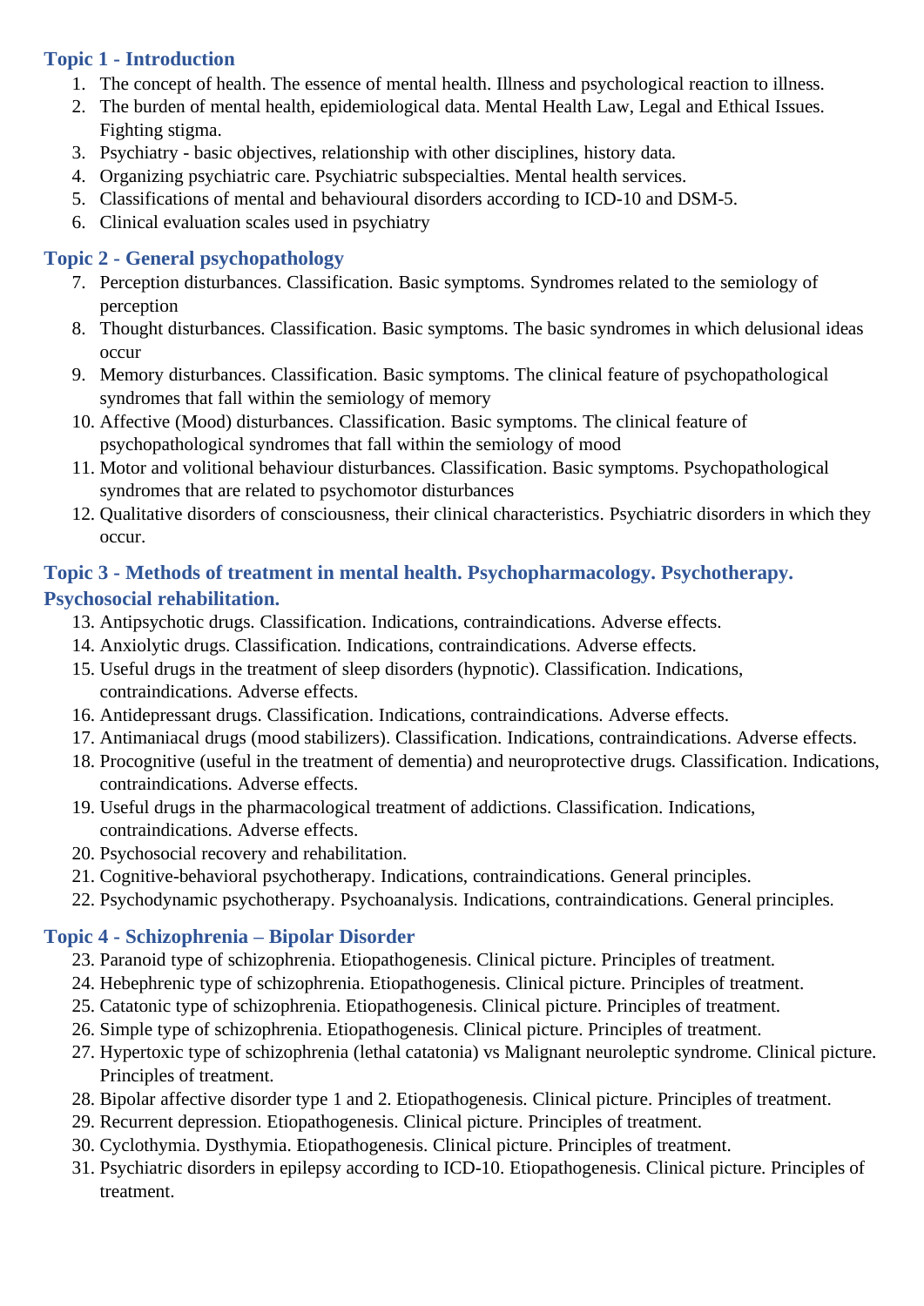## Topic 1 - Introduction

1. The concept of health. The essence of mental health. Illness and psychological reaction to illness.
2. The burden of mental health, epidemiological data. Mental Health Law, Legal and Ethical Issues. Fighting stigma.
3. Psychiatry - basic objectives, relationship with other disciplines, history data.
4. Organizing psychiatric care. Psychiatric subspecialties. Mental health services.
5. Classifications of mental and behavioural disorders according to ICD-10 and DSM-5.
6. Clinical evaluation scales used in psychiatry

## Topic 2 - General psychopathology

7. Perception disturbances. Classification. Basic symptoms. Syndromes related to the semiology of perception
8. Thought disturbances. Classification. Basic symptoms. The basic syndromes in which delusional ideas occur
9. Memory disturbances. Classification. Basic symptoms. The clinical feature of psychopathological syndromes that fall within the semiology of memory
10. Affective (Mood) disturbances. Classification. Basic symptoms. The clinical feature of psychopathological syndromes that fall within the semiology of mood
11. Motor and volitional behaviour disturbances. Classification. Basic symptoms. Psychopathological syndromes that are related to psychomotor disturbances
12. Qualitative disorders of consciousness, their clinical characteristics. Psychiatric disorders in which they occur.

## Topic 3 - Methods of treatment in mental health. Psychopharmacology. Psychotherapy. Psychosocial rehabilitation.

13. Antipsychotic drugs. Classification. Indications, contraindications. Adverse effects.
14. Anxiolytic drugs. Classification. Indications, contraindications. Adverse effects.
15. Useful drugs in the treatment of sleep disorders (hypnotic). Classification. Indications, contraindications. Adverse effects.
16. Antidepressant drugs. Classification. Indications, contraindications. Adverse effects.
17. Antimaniacal drugs (mood stabilizers). Classification. Indications, contraindications. Adverse effects.
18. Procognitive (useful in the treatment of dementia) and neuroprotective drugs. Classification. Indications, contraindications. Adverse effects.
19. Useful drugs in the pharmacological treatment of addictions. Classification. Indications, contraindications. Adverse effects.
20. Psychosocial recovery and rehabilitation.
21. Cognitive-behavioral psychotherapy. Indications, contraindications. General principles.
22. Psychodynamic psychotherapy. Psychoanalysis. Indications, contraindications. General principles.

## Topic 4 - Schizophrenia – Bipolar Disorder

23. Paranoid type of schizophrenia. Etiopathogenesis. Clinical picture. Principles of treatment.
24. Hebephrenic type of schizophrenia. Etiopathogenesis. Clinical picture. Principles of treatment.
25. Catatonic type of schizophrenia. Etiopathogenesis. Clinical picture. Principles of treatment.
26. Simple type of schizophrenia. Etiopathogenesis. Clinical picture. Principles of treatment.
27. Hypertoxic type of schizophrenia (lethal catatonia) vs Malignant neuroleptic syndrome. Clinical picture. Principles of treatment.
28. Bipolar affective disorder type 1 and 2. Etiopathogenesis. Clinical picture. Principles of treatment.
29. Recurrent depression. Etiopathogenesis. Clinical picture. Principles of treatment.
30. Cyclothymia. Dysthymia. Etiopathogenesis. Clinical picture. Principles of treatment.
31. Psychiatric disorders in epilepsy according to ICD-10. Etiopathogenesis. Clinical picture. Principles of treatment.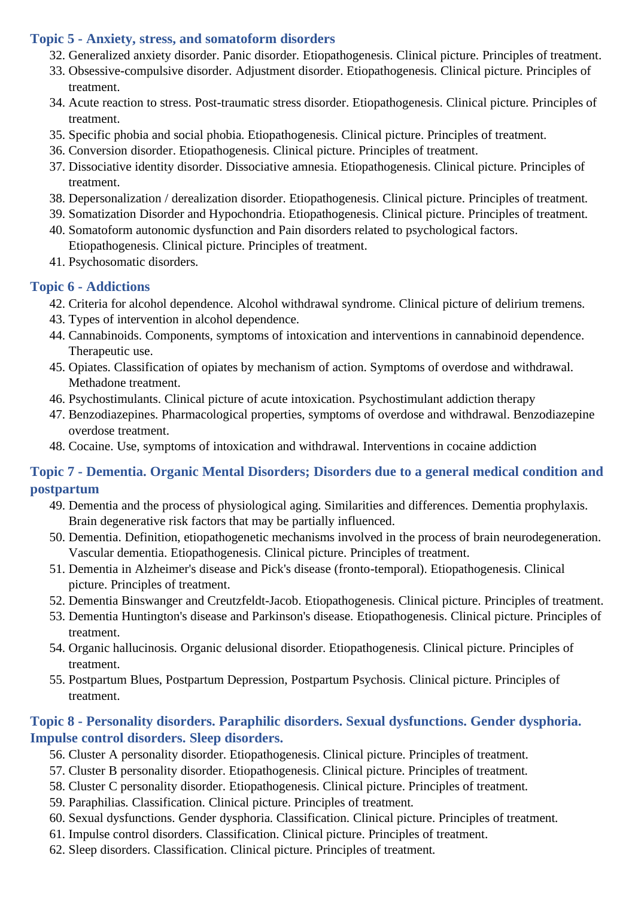### Topic 5 - Anxiety, stress, and somatoform disorders

32. Generalized anxiety disorder. Panic disorder. Etiopathogenesis. Clinical picture. Principles of treatment.
33. Obsessive-compulsive disorder. Adjustment disorder. Etiopathogenesis. Clinical picture. Principles of treatment.
34. Acute reaction to stress. Post-traumatic stress disorder. Etiopathogenesis. Clinical picture. Principles of treatment.
35. Specific phobia and social phobia. Etiopathogenesis. Clinical picture. Principles of treatment.
36. Conversion disorder. Etiopathogenesis. Clinical picture. Principles of treatment.
37. Dissociative identity disorder. Dissociative amnesia. Etiopathogenesis. Clinical picture. Principles of treatment.
38. Depersonalization / derealization disorder. Etiopathogenesis. Clinical picture. Principles of treatment.
39. Somatization Disorder and Hypochondria. Etiopathogenesis. Clinical picture. Principles of treatment.
40. Somatoform autonomic dysfunction and Pain disorders related to psychological factors. Etiopathogenesis. Clinical picture. Principles of treatment.
41. Psychosomatic disorders.

### Topic 6 - Addictions

42. Criteria for alcohol dependence. Alcohol withdrawal syndrome. Clinical picture of delirium tremens.
43. Types of intervention in alcohol dependence.
44. Cannabinoids. Components, symptoms of intoxication and interventions in cannabinoid dependence. Therapeutic use.
45. Opiates. Classification of opiates by mechanism of action. Symptoms of overdose and withdrawal. Methadone treatment.
46. Psychostimulants. Clinical picture of acute intoxication. Psychostimulant addiction therapy
47. Benzodiazepines. Pharmacological properties, symptoms of overdose and withdrawal. Benzodiazepine overdose treatment.
48. Cocaine. Use, symptoms of intoxication and withdrawal. Interventions in cocaine addiction

### Topic 7 - Dementia. Organic Mental Disorders; Disorders due to a general medical condition and postpartum

49. Dementia and the process of physiological aging. Similarities and differences. Dementia prophylaxis. Brain degenerative risk factors that may be partially influenced.
50. Dementia. Definition, etiopathogenetic mechanisms involved in the process of brain neurodegeneration. Vascular dementia. Etiopathogenesis. Clinical picture. Principles of treatment.
51. Dementia in Alzheimer's disease and Pick's disease (fronto-temporal). Etiopathogenesis. Clinical picture. Principles of treatment.
52. Dementia Binswanger and Creutzfeldt-Jacob. Etiopathogenesis. Clinical picture. Principles of treatment.
53. Dementia Huntington's disease and Parkinson's disease. Etiopathogenesis. Clinical picture. Principles of treatment.
54. Organic hallucinosis. Organic delusional disorder. Etiopathogenesis. Clinical picture. Principles of treatment.
55. Postpartum Blues, Postpartum Depression, Postpartum Psychosis. Clinical picture. Principles of treatment.

### Topic 8 - Personality disorders. Paraphilic disorders. Sexual dysfunctions. Gender dysphoria. Impulse control disorders. Sleep disorders.

56. Cluster A personality disorder. Etiopathogenesis. Clinical picture. Principles of treatment.
57. Cluster B personality disorder. Etiopathogenesis. Clinical picture. Principles of treatment.
58. Cluster C personality disorder. Etiopathogenesis. Clinical picture. Principles of treatment.
59. Paraphilias. Classification. Clinical picture. Principles of treatment.
60. Sexual dysfunctions. Gender dysphoria. Classification. Clinical picture. Principles of treatment.
61. Impulse control disorders. Classification. Clinical picture. Principles of treatment.
62. Sleep disorders. Classification. Clinical picture. Principles of treatment.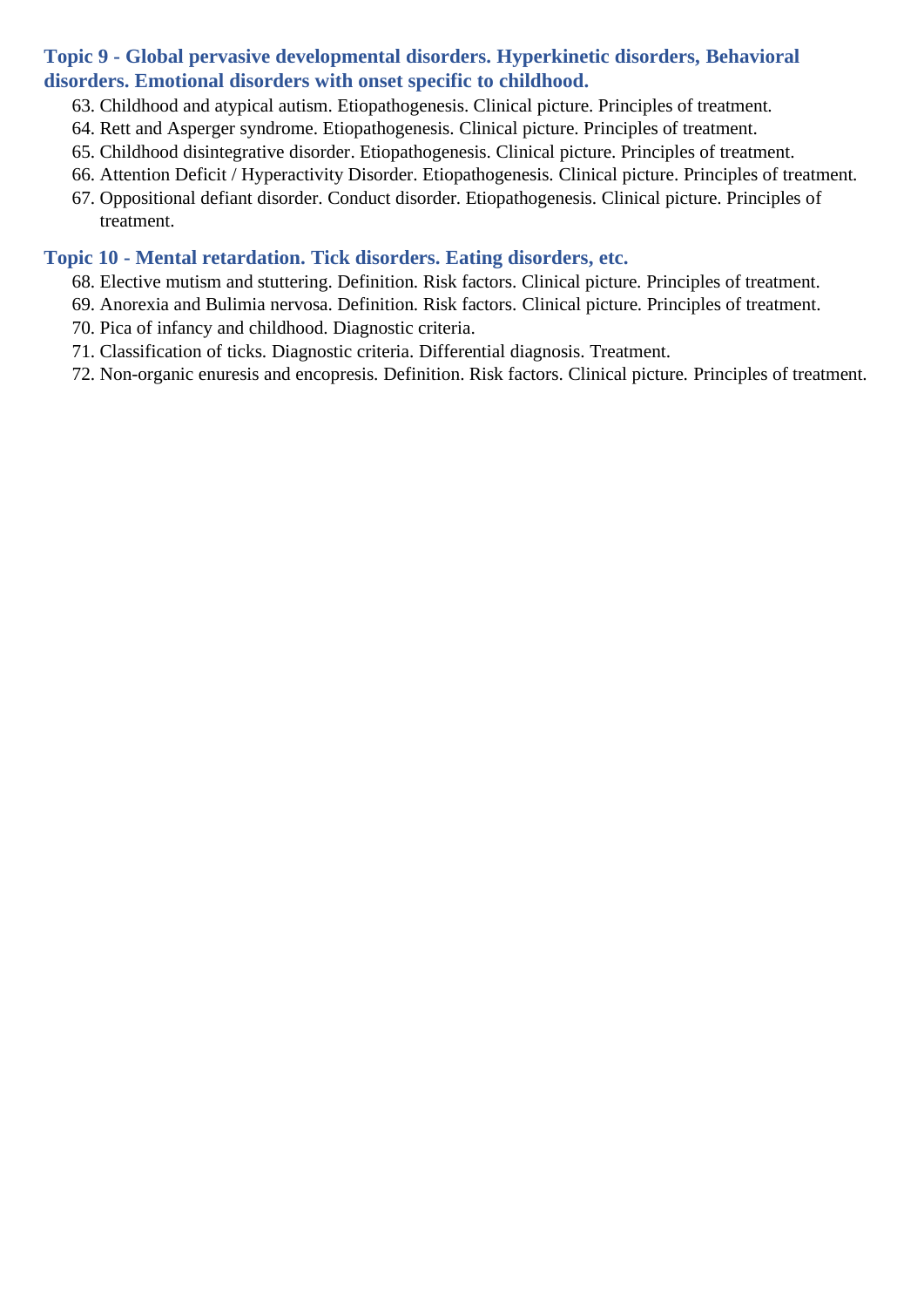## Topic 9 - Global pervasive developmental disorders. Hyperkinetic disorders, Behavioral disorders. Emotional disorders with onset specific to childhood.

63. Childhood and atypical autism. Etiopathogenesis. Clinical picture. Principles of treatment.
64. Rett and Asperger syndrome. Etiopathogenesis. Clinical picture. Principles of treatment.
65. Childhood disintegrative disorder. Etiopathogenesis. Clinical picture. Principles of treatment.
66. Attention Deficit / Hyperactivity Disorder. Etiopathogenesis. Clinical picture. Principles of treatment.
67. Oppositional defiant disorder. Conduct disorder. Etiopathogenesis. Clinical picture. Principles of treatment.

## Topic 10 - Mental retardation. Tick disorders. Eating disorders, etc.

68. Elective mutism and stuttering. Definition. Risk factors. Clinical picture. Principles of treatment.
69. Anorexia and Bulimia nervosa. Definition. Risk factors. Clinical picture. Principles of treatment.
70. Pica of infancy and childhood. Diagnostic criteria.
71. Classification of ticks. Diagnostic criteria. Differential diagnosis. Treatment.
72. Non-organic enuresis and encopresis. Definition. Risk factors. Clinical picture. Principles of treatment.